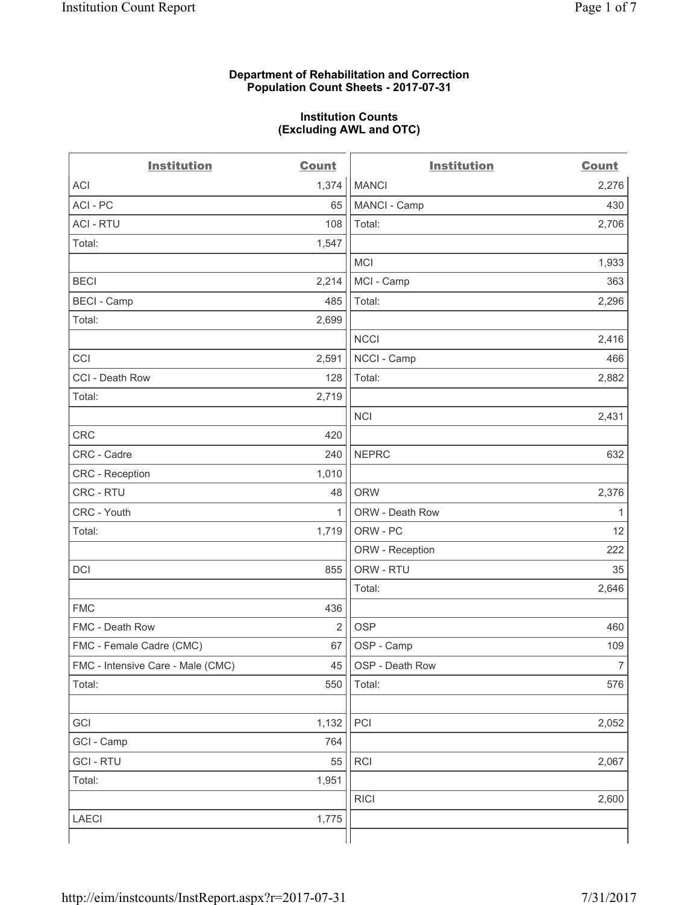**Department of Rehabilitation and Correction**
**Population Count Sheets - 2017-07-31**

**Institution Counts**
**(Excluding AWL and OTC)**

| Institution | Count | Institution | Count |
|---|---|---|---|
| ACI | 1,374 | MANCI | 2,276 |
| ACI - PC | 65 | MANCI - Camp | 430 |
| ACI - RTU | 108 | Total: | 2,706 |
| Total: | 1,547 | | |
| | | MCI | 1,933 |
| BECI | 2,214 | MCI - Camp | 363 |
| BECI - Camp | 485 | Total: | 2,296 |
| Total: | 2,699 | | |
| | | NCCI | 2,416 |
| CCI | 2,591 | NCCI - Camp | 466 |
| CCI - Death Row | 128 | Total: | 2,882 |
| Total: | 2,719 | | |
| | | NCI | 2,431 |
| CRC | 420 | | |
| CRC - Cadre | 240 | NEPRC | 632 |
| CRC - Reception | 1,010 | | |
| CRC - RTU | 48 | ORW | 2,376 |
| CRC - Youth | 1 | ORW - Death Row | 1 |
| Total: | 1,719 | ORW - PC | 12 |
| | | ORW - Reception | 222 |
| DCI | 855 | ORW - RTU | 35 |
| | | Total: | 2,646 |
| FMC | 436 | | |
| FMC - Death Row | 2 | OSP | 460 |
| FMC - Female Cadre (CMC) | 67 | OSP - Camp | 109 |
| FMC - Intensive Care - Male (CMC) | 45 | OSP - Death Row | 7 |
| Total: | 550 | Total: | 576 |
| | | | |
| GCI | 1,132 | PCI | 2,052 |
| GCI - Camp | 764 | | |
| GCI - RTU | 55 | RCI | 2,067 |
| Total: | 1,951 | | |
| | | RICI | 2,600 |
| LAECI | 1,775 | | |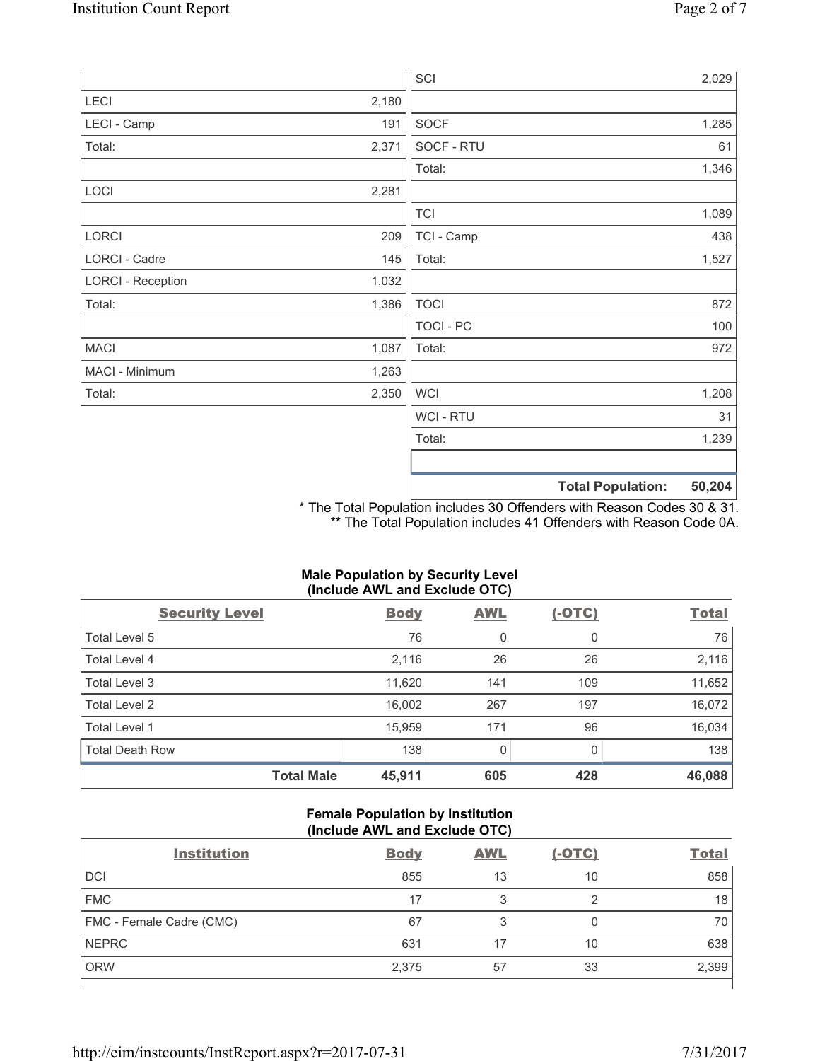| | |
|---|---|
| LECI | 2,180 |
| LECI - Camp | 191 |
| Total: | 2,371 |
| | |
| LOCI | 2,281 |
| | |
| LORCI | 209 |
| LORCI - Cadre | 145 |
| LORCI - Reception | 1,032 |
| Total: | 1,386 |
| | |
| MACI | 1,087 |
| MACI - Minimum | 1,263 |
| Total: | 2,350 |

| | |
|---|---|
| SCI | 2,029 |
| | |
| SOCF | 1,285 |
| SOCF - RTU | 61 |
| Total: | 1,346 |
| | |
| TCI | 1,089 |
| TCI - Camp | 438 |
| Total: | 1,527 |
| | |
| TOCI | 872 |
| TOCI - PC | 100 |
| Total: | 972 |
| | |
| WCI | 1,208 |
| WCI - RTU | 31 |
| Total: | 1,239 |
| | |
| **Total Population:** | **50,204** |

\* The Total Population includes 30 Offenders with Reason Codes 30 & 31.
\*\* The Total Population includes 41 Offenders with Reason Code 0A.

**Male Population by Security Level (Include AWL and Exclude OTC)**

| Security Level | Body | AWL | (-OTC) | Total |
|---|---|---|---|---|
| Total Level 5 | 76 | 0 | 0 | 76 |
| Total Level 4 | 2,116 | 26 | 26 | 2,116 |
| Total Level 3 | 11,620 | 141 | 109 | 11,652 |
| Total Level 2 | 16,002 | 267 | 197 | 16,072 |
| Total Level 1 | 15,959 | 171 | 96 | 16,034 |
| Total Death Row | 138 | 0 | 0 | 138 |
| **Total Male** | **45,911** | **605** | **428** | **46,088** |

**Female Population by Institution (Include AWL and Exclude OTC)**

| Institution | Body | AWL | (-OTC) | Total |
|---|---|---|---|---|
| DCI | 855 | 13 | 10 | 858 |
| FMC | 17 | 3 | 2 | 18 |
| FMC - Female Cadre (CMC) | 67 | 3 | 0 | 70 |
| NEPRC | 631 | 17 | 10 | 638 |
| ORW | 2,375 | 57 | 33 | 2,399 |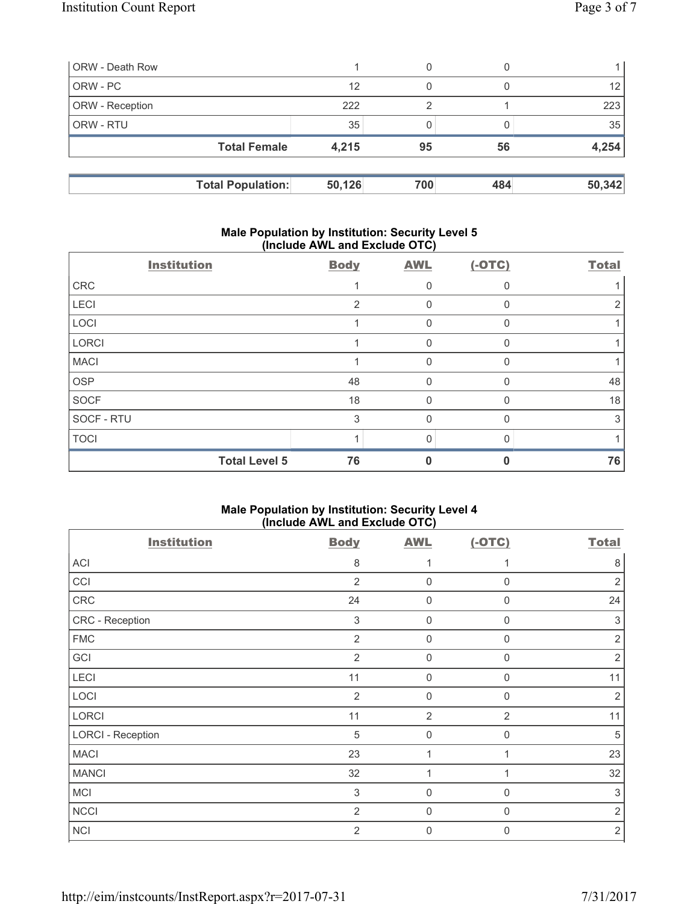| ORW - Death Row | 1 | 0 | 0 | 1 |
|---|---|---|---|---|
| ORW - PC | 12 | 0 | 0 | 12 |
| ORW - Reception | 222 | 2 | 1 | 223 |
| ORW - RTU | 35 | 0 | 0 | 35 |
| **Total Female** | **4,215** | **95** | **56** | **4,254** |

| **Total Population:** | **50,126** | **700** | **484** | **50,342** |
|---|---|---|---|---|

## Male Population by Institution: Security Level 5 (Include AWL and Exclude OTC)

| Institution | Body | AWL | (-OTC) | Total |
|---|---|---|---|---|
| CRC | 1 | 0 | 0 | 1 |
| LECI | 2 | 0 | 0 | 2 |
| LOCI | 1 | 0 | 0 | 1 |
| LORCI | 1 | 0 | 0 | 1 |
| MACI | 1 | 0 | 0 | 1 |
| OSP | 48 | 0 | 0 | 48 |
| SOCF | 18 | 0 | 0 | 18 |
| SOCF - RTU | 3 | 0 | 0 | 3 |
| TOCI | 1 | 0 | 0 | 1 |
| **Total Level 5** | **76** | **0** | **0** | **76** |

## Male Population by Institution: Security Level 4 (Include AWL and Exclude OTC)

| Institution | Body | AWL | (-OTC) | Total |
|---|---|---|---|---|
| ACI | 8 | 1 | 1 | 8 |
| CCI | 2 | 0 | 0 | 2 |
| CRC | 24 | 0 | 0 | 24 |
| CRC - Reception | 3 | 0 | 0 | 3 |
| FMC | 2 | 0 | 0 | 2 |
| GCI | 2 | 0 | 0 | 2 |
| LECI | 11 | 0 | 0 | 11 |
| LOCI | 2 | 0 | 0 | 2 |
| LORCI | 11 | 2 | 2 | 11 |
| LORCI - Reception | 5 | 0 | 0 | 5 |
| MACI | 23 | 1 | 1 | 23 |
| MANCI | 32 | 1 | 1 | 32 |
| MCI | 3 | 0 | 0 | 3 |
| NCCI | 2 | 0 | 0 | 2 |
| NCI | 2 | 0 | 0 | 2 |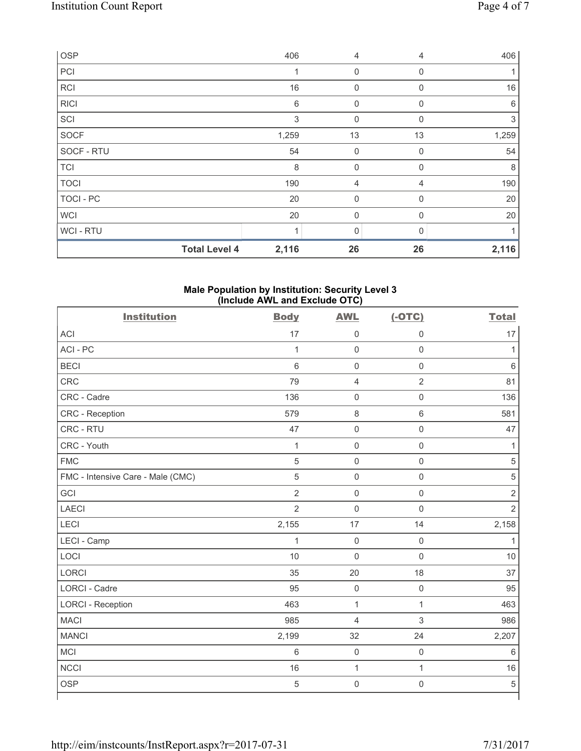| | Body | AWL | (-OTC) | Total |
|---|---|---|---|---|
| OSP | 406 | 4 | 4 | 406 |
| PCI | 1 | 0 | 0 | 1 |
| RCI | 16 | 0 | 0 | 16 |
| RICI | 6 | 0 | 0 | 6 |
| SCI | 3 | 0 | 0 | 3 |
| SOCF | 1,259 | 13 | 13 | 1,259 |
| SOCF - RTU | 54 | 0 | 0 | 54 |
| TCI | 8 | 0 | 0 | 8 |
| TOCI | 190 | 4 | 4 | 190 |
| TOCI - PC | 20 | 0 | 0 | 20 |
| WCI | 20 | 0 | 0 | 20 |
| WCI - RTU | 1 | 0 | 0 | 1 |
| **Total Level 4** | **2,116** | **26** | **26** | **2,116** |

## Male Population by Institution: Security Level 3 (Include AWL and Exclude OTC)

| Institution | Body | AWL | (-OTC) | Total |
|---|---|---|---|---|
| ACI | 17 | 0 | 0 | 17 |
| ACI - PC | 1 | 0 | 0 | 1 |
| BECI | 6 | 0 | 0 | 6 |
| CRC | 79 | 4 | 2 | 81 |
| CRC - Cadre | 136 | 0 | 0 | 136 |
| CRC - Reception | 579 | 8 | 6 | 581 |
| CRC - RTU | 47 | 0 | 0 | 47 |
| CRC - Youth | 1 | 0 | 0 | 1 |
| FMC | 5 | 0 | 0 | 5 |
| FMC - Intensive Care - Male (CMC) | 5 | 0 | 0 | 5 |
| GCI | 2 | 0 | 0 | 2 |
| LAECI | 2 | 0 | 0 | 2 |
| LECI | 2,155 | 17 | 14 | 2,158 |
| LECI - Camp | 1 | 0 | 0 | 1 |
| LOCI | 10 | 0 | 0 | 10 |
| LORCI | 35 | 20 | 18 | 37 |
| LORCI - Cadre | 95 | 0 | 0 | 95 |
| LORCI - Reception | 463 | 1 | 1 | 463 |
| MACI | 985 | 4 | 3 | 986 |
| MANCI | 2,199 | 32 | 24 | 2,207 |
| MCI | 6 | 0 | 0 | 6 |
| NCCI | 16 | 1 | 1 | 16 |
| OSP | 5 | 0 | 0 | 5 |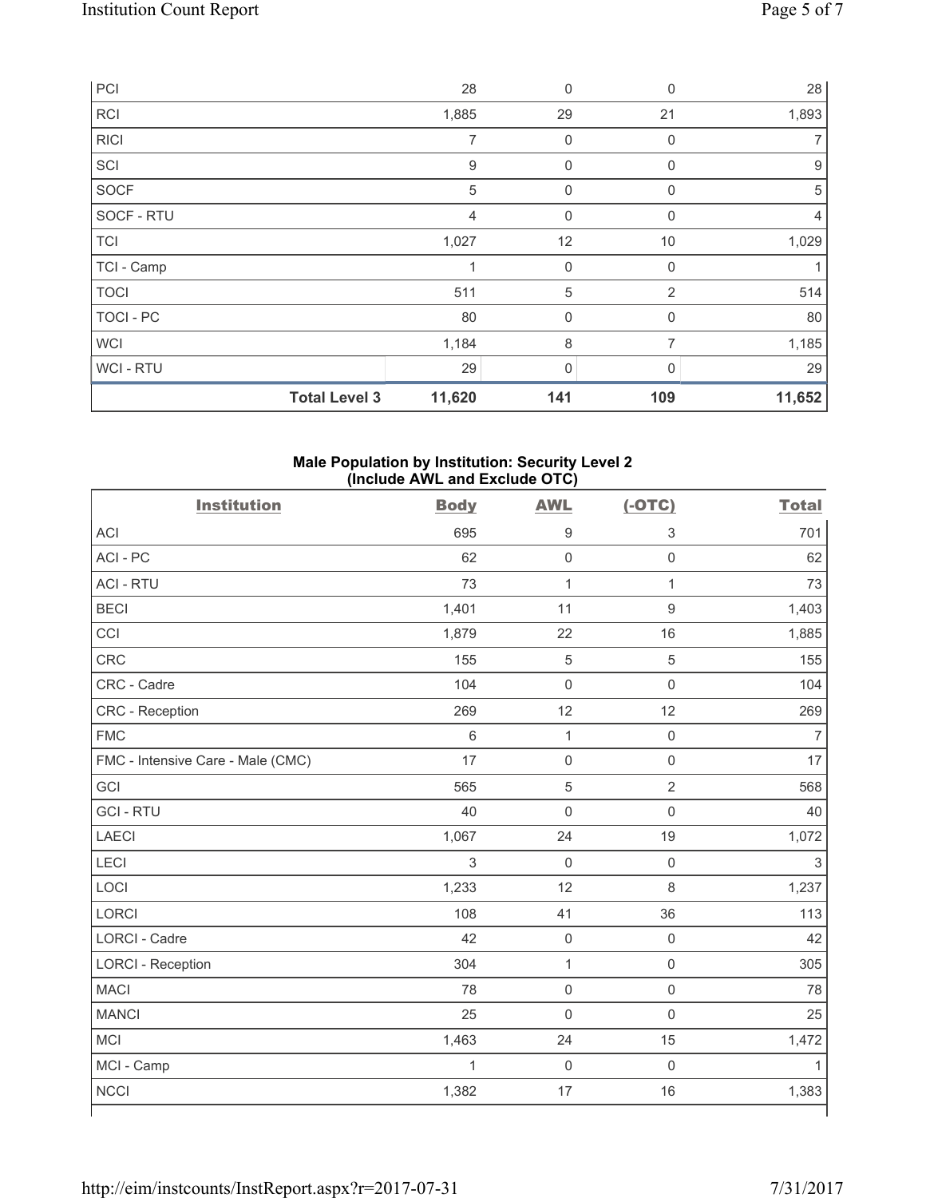| | Body | AWL | (-OTC) | Total |
|---|---|---|---|---|
| PCI | 28 | 0 | 0 | 28 |
| RCI | 1,885 | 29 | 21 | 1,893 |
| RICI | 7 | 0 | 0 | 7 |
| SCI | 9 | 0 | 0 | 9 |
| SOCF | 5 | 0 | 0 | 5 |
| SOCF - RTU | 4 | 0 | 0 | 4 |
| TCI | 1,027 | 12 | 10 | 1,029 |
| TCI - Camp | 1 | 0 | 0 | 1 |
| TOCI | 511 | 5 | 2 | 514 |
| TOCI - PC | 80 | 0 | 0 | 80 |
| WCI | 1,184 | 8 | 7 | 1,185 |
| WCI - RTU | 29 | 0 | 0 | 29 |
| **Total Level 3** | **11,620** | **141** | **109** | **11,652** |

**Male Population by Institution: Security Level 2 (Include AWL and Exclude OTC)**

| Institution | Body | AWL | (-OTC) | Total |
|---|---|---|---|---|
| ACI | 695 | 9 | 3 | 701 |
| ACI - PC | 62 | 0 | 0 | 62 |
| ACI - RTU | 73 | 1 | 1 | 73 |
| BECI | 1,401 | 11 | 9 | 1,403 |
| CCI | 1,879 | 22 | 16 | 1,885 |
| CRC | 155 | 5 | 5 | 155 |
| CRC - Cadre | 104 | 0 | 0 | 104 |
| CRC - Reception | 269 | 12 | 12 | 269 |
| FMC | 6 | 1 | 0 | 7 |
| FMC - Intensive Care - Male (CMC) | 17 | 0 | 0 | 17 |
| GCI | 565 | 5 | 2 | 568 |
| GCI - RTU | 40 | 0 | 0 | 40 |
| LAECI | 1,067 | 24 | 19 | 1,072 |
| LECI | 3 | 0 | 0 | 3 |
| LOCI | 1,233 | 12 | 8 | 1,237 |
| LORCI | 108 | 41 | 36 | 113 |
| LORCI - Cadre | 42 | 0 | 0 | 42 |
| LORCI - Reception | 304 | 1 | 0 | 305 |
| MACI | 78 | 0 | 0 | 78 |
| MANCI | 25 | 0 | 0 | 25 |
| MCI | 1,463 | 24 | 15 | 1,472 |
| MCI - Camp | 1 | 0 | 0 | 1 |
| NCCI | 1,382 | 17 | 16 | 1,383 |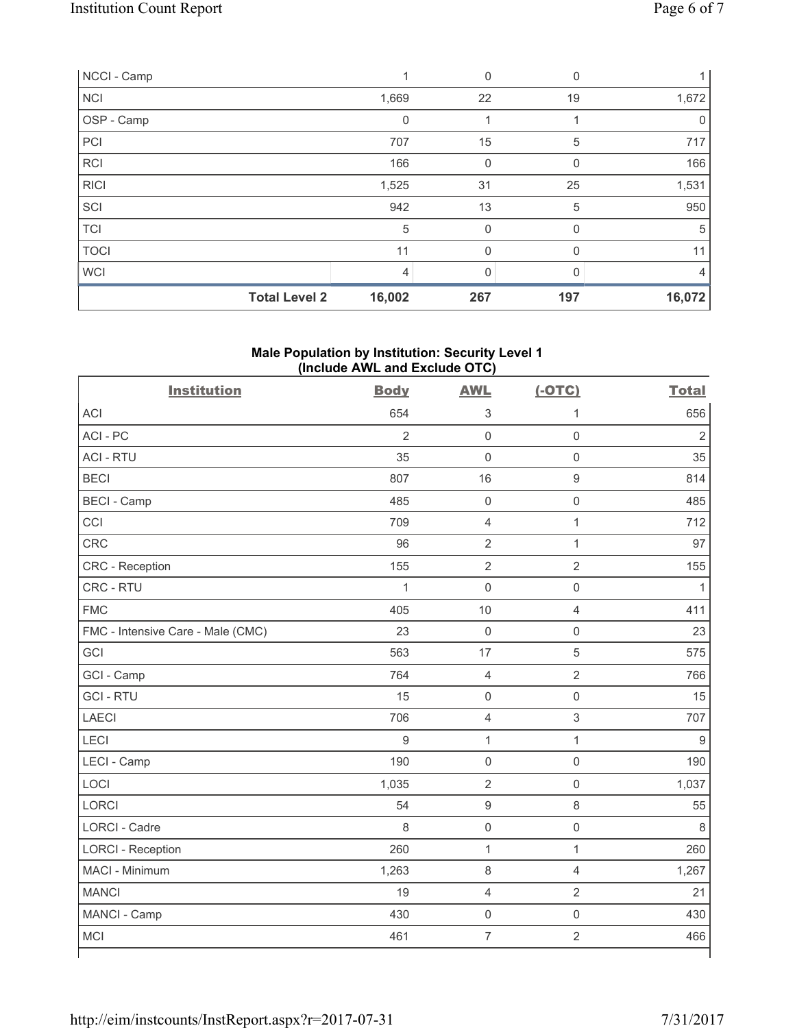| NCCI - Camp | 1 | 0 | 0 | 1 |
|---|---|---|---|---|
| NCI | 1,669 | 22 | 19 | 1,672 |
| OSP - Camp | 0 | 1 | 1 | 0 |
| PCI | 707 | 15 | 5 | 717 |
| RCI | 166 | 0 | 0 | 166 |
| RICI | 1,525 | 31 | 25 | 1,531 |
| SCI | 942 | 13 | 5 | 950 |
| TCI | 5 | 0 | 0 | 5 |
| TOCI | 11 | 0 | 0 | 11 |
| WCI | 4 | 0 | 0 | 4 |
| **Total Level 2** | **16,002** | **267** | **197** | **16,072** |

**Male Population by Institution: Security Level 1 (Include AWL and Exclude OTC)**

| Institution | Body | AWL | (-OTC) | Total |
|---|---|---|---|---|
| ACI | 654 | 3 | 1 | 656 |
| ACI - PC | 2 | 0 | 0 | 2 |
| ACI - RTU | 35 | 0 | 0 | 35 |
| BECI | 807 | 16 | 9 | 814 |
| BECI - Camp | 485 | 0 | 0 | 485 |
| CCI | 709 | 4 | 1 | 712 |
| CRC | 96 | 2 | 1 | 97 |
| CRC - Reception | 155 | 2 | 2 | 155 |
| CRC - RTU | 1 | 0 | 0 | 1 |
| FMC | 405 | 10 | 4 | 411 |
| FMC - Intensive Care - Male (CMC) | 23 | 0 | 0 | 23 |
| GCI | 563 | 17 | 5 | 575 |
| GCI - Camp | 764 | 4 | 2 | 766 |
| GCI - RTU | 15 | 0 | 0 | 15 |
| LAECI | 706 | 4 | 3 | 707 |
| LECI | 9 | 1 | 1 | 9 |
| LECI - Camp | 190 | 0 | 0 | 190 |
| LOCI | 1,035 | 2 | 0 | 1,037 |
| LORCI | 54 | 9 | 8 | 55 |
| LORCI - Cadre | 8 | 0 | 0 | 8 |
| LORCI - Reception | 260 | 1 | 1 | 260 |
| MACI - Minimum | 1,263 | 8 | 4 | 1,267 |
| MANCI | 19 | 4 | 2 | 21 |
| MANCI - Camp | 430 | 0 | 0 | 430 |
| MCI | 461 | 7 | 2 | 466 |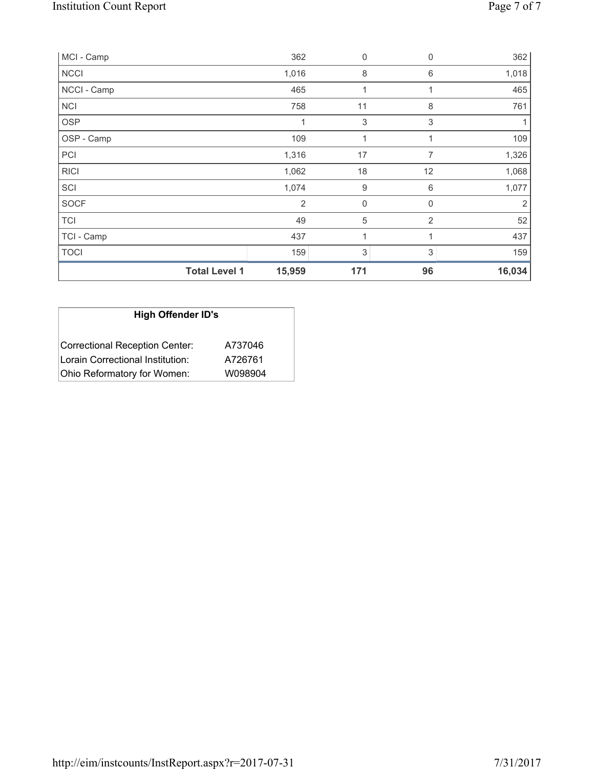| | | | | |
|---|---|---|---|---|
| MCI - Camp | 362 | 0 | 0 | 362 |
| NCCI | 1,016 | 8 | 6 | 1,018 |
| NCCI - Camp | 465 | 1 | 1 | 465 |
| NCI | 758 | 11 | 8 | 761 |
| OSP | 1 | 3 | 3 | 1 |
| OSP - Camp | 109 | 1 | 1 | 109 |
| PCI | 1,316 | 17 | 7 | 1,326 |
| RICI | 1,062 | 18 | 12 | 1,068 |
| SCI | 1,074 | 9 | 6 | 1,077 |
| SOCF | 2 | 0 | 0 | 2 |
| TCI | 49 | 5 | 2 | 52 |
| TCI - Camp | 437 | 1 | 1 | 437 |
| TOCI | 159 | 3 | 3 | 159 |
| **Total Level 1** | **15,959** | **171** | **96** | **16,034** |

| High Offender ID's | |
|---|---|
| Correctional Reception Center: | A737046 |
| Lorain Correctional Institution: | A726761 |
| Ohio Reformatory for Women: | W098904 |